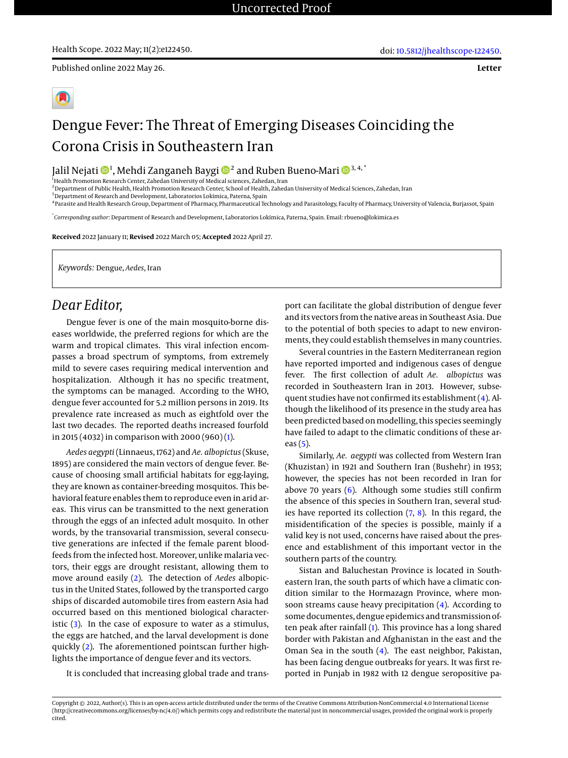Uncorrected Proof

Health Scope. 2022 May; 11(2):e122450.

doi: 10.5812/jhealthscope-122450.

Published online 2022 May 26.

**Letter**

# Dengue Fever: The Threat of Emerging Diseases Coinciding the Corona Crisis in Southeastern Iran

Jalil Nejati [1], Mehdi Zanganeh Baygi [2] and Ruben Bueno-Mari [3, 4, *]

[1] Health Promotion Research Center, Zahedan University of Medical sciences, Zahedan, Iran
[2] Department of Public Health, Health Promotion Research Center, School of Health, Zahedan University of Medical Sciences, Zahedan, Iran
[3] Department of Research and Development, Laboratorios Lokímica, Paterna, Spain
[4] Parasite and Health Research Group, Department of Pharmacy, Pharmaceutical Technology and Parasitology, Faculty of Pharmacy, University of Valencia, Burjassot, Spain

[*] *Corresponding author*: Department of Research and Development, Laboratorios Lokímica, Paterna, Spain. Email: rbueno@lokimica.es

**Received** 2022 January 11; **Revised** 2022 March 05; **Accepted** 2022 April 27.

*Keywords:* Dengue, *Aedes*, Iran

## *Dear Editor,*

Dengue fever is one of the main mosquito-borne diseases worldwide, the preferred regions for which are the warm and tropical climates. This viral infection encompasses a broad spectrum of symptoms, from extremely mild to severe cases requiring medical intervention and hospitalization. Although it has no specific treatment, the symptoms can be managed. According to the WHO, dengue fever accounted for 5.2 million persons in 2019. Its prevalence rate increased as much as eightfold over the last two decades. The reported deaths increased fourfold in 2015 (4032) in comparison with 2000 (960) (1).

*Aedes aegypti* (Linnaeus, 1762) and *Ae. albopictus* (Skuse, 1895) are considered the main vectors of dengue fever. Because of choosing small artificial habitats for egg-laying, they are known as container-breeding mosquitos. This behavioral feature enables them to reproduce even in arid areas. This virus can be transmitted to the next generation through the eggs of an infected adult mosquito. In other words, by the transovarial transmission, several consecutive generations are infected if the female parent blood-feeds from the infected host. Moreover, unlike malaria vectors, their eggs are drought resistant, allowing them to move around easily (2). The detection of *Aedes* albopictus in the United States, followed by the transported cargo ships of discarded automobile tires from eastern Asia had occurred based on this mentioned biological characteristic (3). In the case of exposure to water as a stimulus, the eggs are hatched, and the larval development is done quickly (2). The aforementioned pointscan further highlights the importance of dengue fever and its vectors.

It is concluded that increasing global trade and transport can facilitate the global distribution of dengue fever and its vectors from the native areas in Southeast Asia. Due to the potential of both species to adapt to new environments, they could establish themselves in many countries.

Several countries in the Eastern Mediterranean region have reported imported and indigenous cases of dengue fever. The first collection of adult *Ae. albopictus* was recorded in Southeastern Iran in 2013. However, subsequent studies have not confirmed its establishment (4). Although the likelihood of its presence in the study area has been predicted based on modelling, this species seemingly have failed to adapt to the climatic conditions of these areas (5).

Similarly, *Ae. aegypti* was collected from Western Iran (Khuzistan) in 1921 and Southern Iran (Bushehr) in 1953; however, the species has not been recorded in Iran for above 70 years (6). Although some studies still confirm the absence of this species in Southern Iran, several studies have reported its collection (7, 8). In this regard, the misidentification of the species is possible, mainly if a valid key is not used, concerns have raised about the presence and establishment of this important vector in the southern parts of the country.

Sistan and Baluchestan Province is located in Southeastern Iran, the south parts of which have a climatic condition similar to the Hormazagn Province, where monsoon streams cause heavy precipitation (4). According to some documentes, dengue epidemics and transmission often peak after rainfall (1). This province has a long shared border with Pakistan and Afghanistan in the east and the Oman Sea in the south (4). The east neighbor, Pakistan, has been facing dengue outbreaks for years. It was first reported in Punjab in 1982 with 12 dengue seropositive pa-

Copyright © 2022, Author(s). This is an open-access article distributed under the terms of the Creative Commons Attribution-NonCommercial 4.0 International License (http://creativecommons.org/licenses/by-nc/4.0/) which permits copy and redistribute the material just in noncommercial usages, provided the original work is properly cited.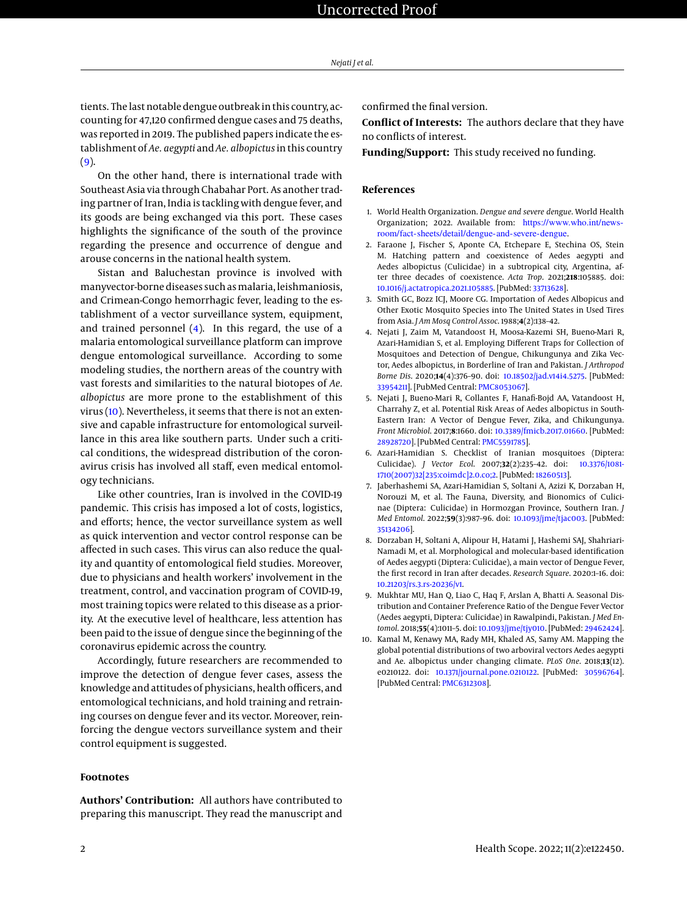tients. The last notable dengue outbreak in this country, accounting for 47,120 confirmed dengue cases and 75 deaths, was reported in 2019. The published papers indicate the establishment of *Ae. aegypti* and *Ae. albopictus* in this country (9).

On the other hand, there is international trade with Southeast Asia via through Chabahar Port. As another trading partner of Iran, India is tackling with dengue fever, and its goods are being exchanged via this port. These cases highlights the significance of the south of the province regarding the presence and occurrence of dengue and arouse concerns in the national health system.

Sistan and Baluchestan province is involved with manyvector-borne diseases such as malaria, leishmaniosis, and Crimean-Congo hemorrhagic fever, leading to the establishment of a vector surveillance system, equipment, and trained personnel (4). In this regard, the use of a malaria entomological surveillance platform can improve dengue entomological surveillance. According to some modeling studies, the northern areas of the country with vast forests and similarities to the natural biotopes of *Ae. albopictus* are more prone to the establishment of this virus (10). Nevertheless, it seems that there is not an extensive and capable infrastructure for entomological surveillance in this area like southern parts. Under such a critical conditions, the widespread distribution of the coronavirus crisis has involved all staff, even medical entomology technicians.

Like other countries, Iran is involved in the COVID-19 pandemic. This crisis has imposed a lot of costs, logistics, and efforts; hence, the vector surveillance system as well as quick intervention and vector control response can be affected in such cases. This virus can also reduce the quality and quantity of entomological field studies. Moreover, due to physicians and health workers' involvement in the treatment, control, and vaccination program of COVID-19, most training topics were related to this disease as a priority. At the executive level of healthcare, less attention has been paid to the issue of dengue since the beginning of the coronavirus epidemic across the country.

Accordingly, future researchers are recommended to improve the detection of dengue fever cases, assess the knowledge and attitudes of physicians, health officers, and entomological technicians, and hold training and retraining courses on dengue fever and its vector. Moreover, reinforcing the dengue vectors surveillance system and their control equipment is suggested.

## Footnotes

**Authors' Contribution:** All authors have contributed to preparing this manuscript. They read the manuscript and confirmed the final version.

**Conflict of Interests:** The authors declare that they have no conflicts of interest.

**Funding/Support:** This study received no funding.

## References

1. World Health Organization. *Dengue and severe dengue*. World Health Organization; 2022. Available from: https://www.who.int/news-room/fact-sheets/detail/dengue-and-severe-dengue.
2. Faraone J, Fischer S, Aponte CA, Etchepare E, Stechina OS, Stein M. Hatching pattern and coexistence of Aedes aegypti and Aedes albopictus (Culicidae) in a subtropical city, Argentina, after three decades of coexistence. *Acta Trop*. 2021;**218**:105885. doi: 10.1016/j.actatropica.2021.105885. [PubMed: 33713628].
3. Smith GC, Bozz ICJ, Moore CG. Importation of Aedes Albopicus and Other Exotic Mosquito Species into The United States in Used Tires from Asia. *J Am Mosq Control Assoc*. 1988;**4**(2):138–42.
4. Nejati J, Zaim M, Vatandoost H, Moosa-Kazemi SH, Bueno-Mari R, Azari-Hamidian S, et al. Employing Different Traps for Collection of Mosquitoes and Detection of Dengue, Chikungunya and Zika Vector, Aedes albopictus, in Borderline of Iran and Pakistan. *J Arthropod Borne Dis*. 2020;**14**(4):376–90. doi: 10.18502/jad.v14i4.5275. [PubMed: 33954211]. [PubMed Central: PMC8053067].
5. Nejati J, Bueno-Mari R, Collantes F, Hanafi-Bojd AA, Vatandoost H, Charrahy Z, et al. Potential Risk Areas of Aedes albopictus in South-Eastern Iran: A Vector of Dengue Fever, Zika, and Chikungunya. *Front Microbiol*. 2017;**8**:1660. doi: 10.3389/fmicb.2017.01660. [PubMed: 28928720]. [PubMed Central: PMC5591785].
6. Azari-Hamidian S. Checklist of Iranian mosquitoes (Diptera: Culicidae). *J Vector Ecol*. 2007;**32**(2):235–42. doi: 10.3376/1081-1710(2007)32[235:coimdc]2.0.co;2. [PubMed: 18260513].
7. Jaberhashemi SA, Azari-Hamidian S, Soltani A, Azizi K, Dorzaban H, Norouzi M, et al. The Fauna, Diversity, and Bionomics of Culicinae (Diptera: Culicidae) in Hormozgan Province, Southern Iran. *J Med Entomol*. 2022;**59**(3):987–96. doi: 10.1093/jme/tjac003. [PubMed: 35134206].
8. Dorzaban H, Soltani A, Alipour H, Hatami J, Hashemi SAJ, Shahriari-Namadi M, et al. Morphological and molecular-based identification of Aedes aegypti (Diptera: Culicidae), a main vector of Dengue Fever, the first record in Iran after decades. *Research Square*. 2020:1–16. doi: 10.21203/rs.3.rs-20236/v1.
9. Mukhtar MU, Han Q, Liao C, Haq F, Arslan A, Bhatti A. Seasonal Distribution and Container Preference Ratio of the Dengue Fever Vector (Aedes aegypti, Diptera: Culicidae) in Rawalpindi, Pakistan. *J Med Entomol*. 2018;**55**(4):1011–5. doi: 10.1093/jme/tjy010. [PubMed: 29462424].
10. Kamal M, Kenawy MA, Rady MH, Khaled AS, Samy AM. Mapping the global potential distributions of two arboviral vectors Aedes aegypti and Ae. albopictus under changing climate. *PLoS One*. 2018;**13**(12). e0210122. doi: 10.1371/journal.pone.0210122. [PubMed: 30596764]. [PubMed Central: PMC6312308].